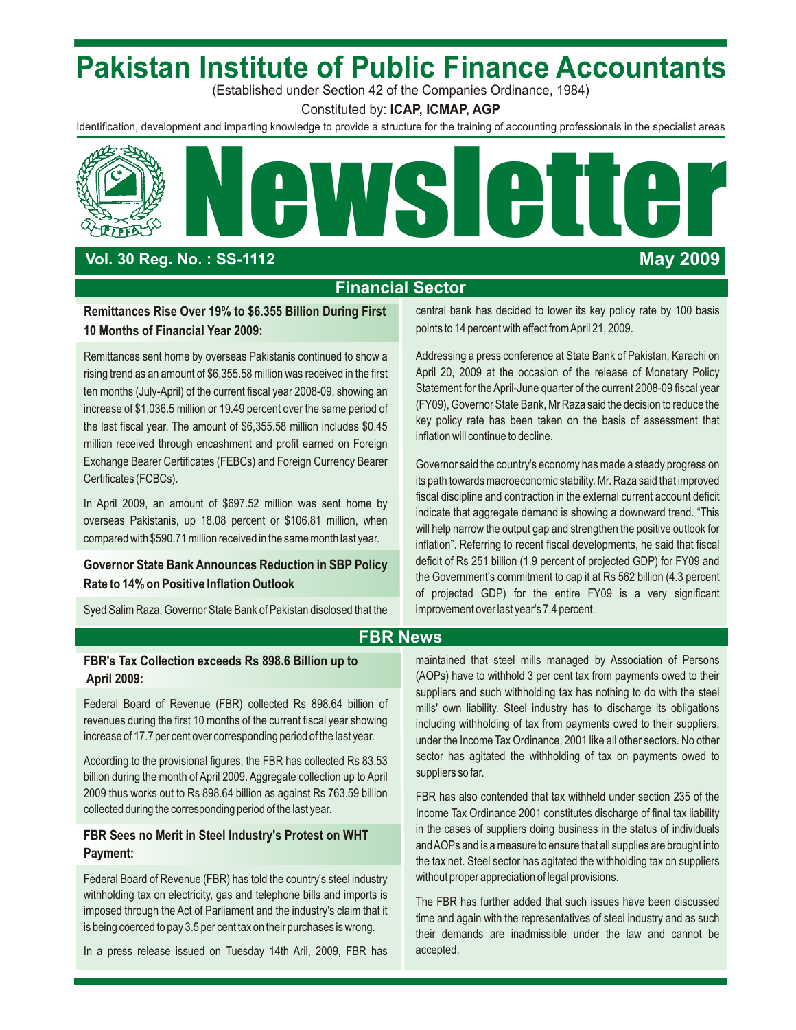# Pakistan Institute of Public Finance Accountants

(Established under Section 42 of the Companies Ordinance, 1984)

Constituted by: **ICAP, ICMAP, AGP**

Identification, development and imparting knowledge to provide a structure for the training of accounting professionals in the specialist areas

# Newsletter

**Vol. 30 Reg. No. : SS-1112** **May 2009**

## Financial Sector

### Remittances Rise Over 19% to $6.355 Billion During First 10 Months of Financial Year 2009:

Remittances sent home by overseas Pakistanis continued to show a rising trend as an amount of $6,355.58 million was received in the first ten months (July-April) of the current fiscal year 2008-09, showing an increase of $1,036.5 million or 19.49 percent over the same period of the last fiscal year. The amount of $6,355.58 million includes $0.45 million received through encashment and profit earned on Foreign Exchange Bearer Certificates (FEBCs) and Foreign Currency Bearer Certificates (FCBCs).

In April 2009, an amount of $697.52 million was sent home by overseas Pakistanis, up 18.08 percent or $106.81 million, when compared with $590.71 million received in the same month last year.

### Governor State Bank Announces Reduction in SBP Policy Rate to 14% on Positive Inflation Outlook

Syed Salim Raza, Governor State Bank of Pakistan disclosed that the central bank has decided to lower its key policy rate by 100 basis points to 14 percent with effect from April 21, 2009.

Addressing a press conference at State Bank of Pakistan, Karachi on April 20, 2009 at the occasion of the release of Monetary Policy Statement for the April-June quarter of the current 2008-09 fiscal year (FY09), Governor State Bank, Mr Raza said the decision to reduce the key policy rate has been taken on the basis of assessment that inflation will continue to decline.

Governor said the country's economy has made a steady progress on its path towards macroeconomic stability. Mr. Raza said that improved fiscal discipline and contraction in the external current account deficit indicate that aggregate demand is showing a downward trend. "This will help narrow the output gap and strengthen the positive outlook for inflation". Referring to recent fiscal developments, he said that fiscal deficit of Rs 251 billion (1.9 percent of projected GDP) for FY09 and the Government's commitment to cap it at Rs 562 billion (4.3 percent of projected GDP) for the entire FY09 is a very significant improvement over last year's 7.4 percent.

## FBR News

### FBR's Tax Collection exceeds Rs 898.6 Billion up to April 2009:

Federal Board of Revenue (FBR) collected Rs 898.64 billion of revenues during the first 10 months of the current fiscal year showing increase of 17.7 per cent over corresponding period of the last year.

According to the provisional figures, the FBR has collected Rs 83.53 billion during the month of April 2009. Aggregate collection up to April 2009 thus works out to Rs 898.64 billion as against Rs 763.59 billion collected during the corresponding period of the last year.

### FBR Sees no Merit in Steel Industry's Protest on WHT Payment:

Federal Board of Revenue (FBR) has told the country's steel industry withholding tax on electricity, gas and telephone bills and imports is imposed through the Act of Parliament and the industry's claim that it is being coerced to pay 3.5 per cent tax on their purchases is wrong.

In a press release issued on Tuesday 14th Aril, 2009, FBR has maintained that steel mills managed by Association of Persons (AOPs) have to withhold 3 per cent tax from payments owed to their suppliers and such withholding tax has nothing to do with the steel mills' own liability. Steel industry has to discharge its obligations including withholding of tax from payments owed to their suppliers, under the Income Tax Ordinance, 2001 like all other sectors. No other sector has agitated the withholding of tax on payments owed to suppliers so far.

FBR has also contended that tax withheld under section 235 of the Income Tax Ordinance 2001 constitutes discharge of final tax liability in the cases of suppliers doing business in the status of individuals and AOPs and is a measure to ensure that all supplies are brought into the tax net. Steel sector has agitated the withholding tax on suppliers without proper appreciation of legal provisions.

The FBR has further added that such issues have been discussed time and again with the representatives of steel industry and as such their demands are inadmissible under the law and cannot be accepted.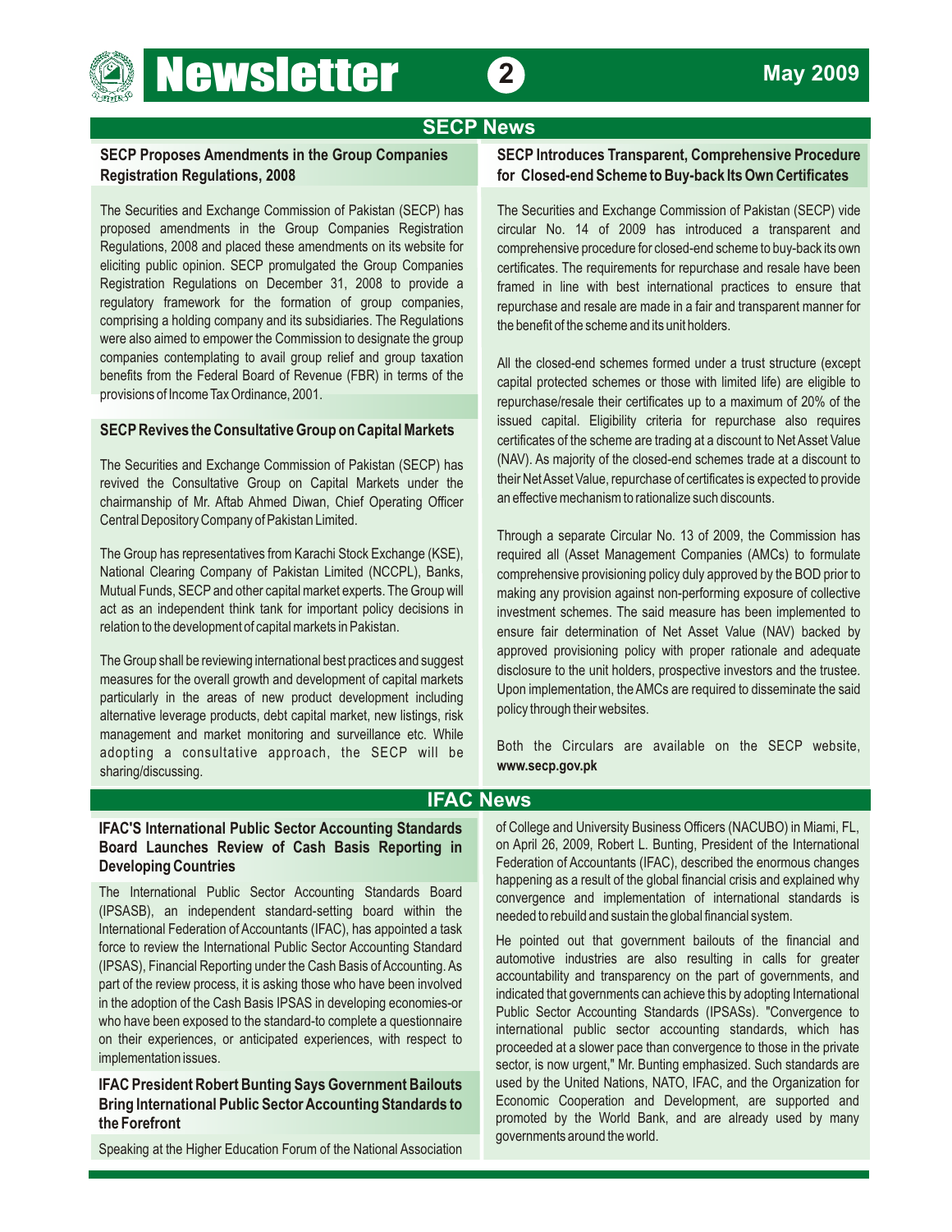## SECP News

### SECP Proposes Amendments in the Group Companies Registration Regulations, 2008

The Securities and Exchange Commission of Pakistan (SECP) has proposed amendments in the Group Companies Registration Regulations, 2008 and placed these amendments on its website for eliciting public opinion. SECP promulgated the Group Companies Registration Regulations on December 31, 2008 to provide a regulatory framework for the formation of group companies, comprising a holding company and its subsidiaries. The Regulations were also aimed to empower the Commission to designate the group companies contemplating to avail group relief and group taxation benefits from the Federal Board of Revenue (FBR) in terms of the provisions of Income Tax Ordinance, 2001.

### SECP Revives the Consultative Group on Capital Markets

The Securities and Exchange Commission of Pakistan (SECP) has revived the Consultative Group on Capital Markets under the chairmanship of Mr. Aftab Ahmed Diwan, Chief Operating Officer Central Depository Company of Pakistan Limited.

The Group has representatives from Karachi Stock Exchange (KSE), National Clearing Company of Pakistan Limited (NCCPL), Banks, Mutual Funds, SECP and other capital market experts. The Group will act as an independent think tank for important policy decisions in relation to the development of capital markets in Pakistan.

The Group shall be reviewing international best practices and suggest measures for the overall growth and development of capital markets particularly in the areas of new product development including alternative leverage products, debt capital market, new listings, risk management and market monitoring and surveillance etc. While adopting a consultative approach, the SECP will be sharing/discussing.

### SECP Introduces Transparent, Comprehensive Procedure for Closed-end Scheme to Buy-back Its Own Certificates

The Securities and Exchange Commission of Pakistan (SECP) vide circular No. 14 of 2009 has introduced a transparent and comprehensive procedure for closed-end scheme to buy-back its own certificates. The requirements for repurchase and resale have been framed in line with best international practices to ensure that repurchase and resale are made in a fair and transparent manner for the benefit of the scheme and its unit holders.

All the closed-end schemes formed under a trust structure (except capital protected schemes or those with limited life) are eligible to repurchase/resale their certificates up to a maximum of 20% of the issued capital. Eligibility criteria for repurchase also requires certificates of the scheme are trading at a discount to Net Asset Value (NAV). As majority of the closed-end schemes trade at a discount to their Net Asset Value, repurchase of certificates is expected to provide an effective mechanism to rationalize such discounts.

Through a separate Circular No. 13 of 2009, the Commission has required all (Asset Management Companies (AMCs) to formulate comprehensive provisioning policy duly approved by the BOD prior to making any provision against non-performing exposure of collective investment schemes. The said measure has been implemented to ensure fair determination of Net Asset Value (NAV) backed by approved provisioning policy with proper rationale and adequate disclosure to the unit holders, prospective investors and the trustee. Upon implementation, the AMCs are required to disseminate the said policy through their websites.

Both the Circulars are available on the SECP website, **www.secp.gov.pk**

## IFAC News

### IFAC'S International Public Sector Accounting Standards Board Launches Review of Cash Basis Reporting in Developing Countries

The International Public Sector Accounting Standards Board (IPSASB), an independent standard-setting board within the International Federation of Accountants (IFAC), has appointed a task force to review the International Public Sector Accounting Standard (IPSAS), Financial Reporting under the Cash Basis of Accounting. As part of the review process, it is asking those who have been involved in the adoption of the Cash Basis IPSAS in developing economies-or who have been exposed to the standard-to complete a questionnaire on their experiences, or anticipated experiences, with respect to implementation issues.

### IFAC President Robert Bunting Says Government Bailouts Bring International Public Sector Accounting Standards to the Forefront

Speaking at the Higher Education Forum of the National Association of College and University Business Officers (NACUBO) in Miami, FL, on April 26, 2009, Robert L. Bunting, President of the International Federation of Accountants (IFAC), described the enormous changes happening as a result of the global financial crisis and explained why convergence and implementation of international standards is needed to rebuild and sustain the global financial system.

He pointed out that government bailouts of the financial and automotive industries are also resulting in calls for greater accountability and transparency on the part of governments, and indicated that governments can achieve this by adopting International Public Sector Accounting Standards (IPSASs). "Convergence to international public sector accounting standards, which has proceeded at a slower pace than convergence to those in the private sector, is now urgent," Mr. Bunting emphasized. Such standards are used by the United Nations, NATO, IFAC, and the Organization for Economic Cooperation and Development, are supported and promoted by the World Bank, and are already used by many governments around the world.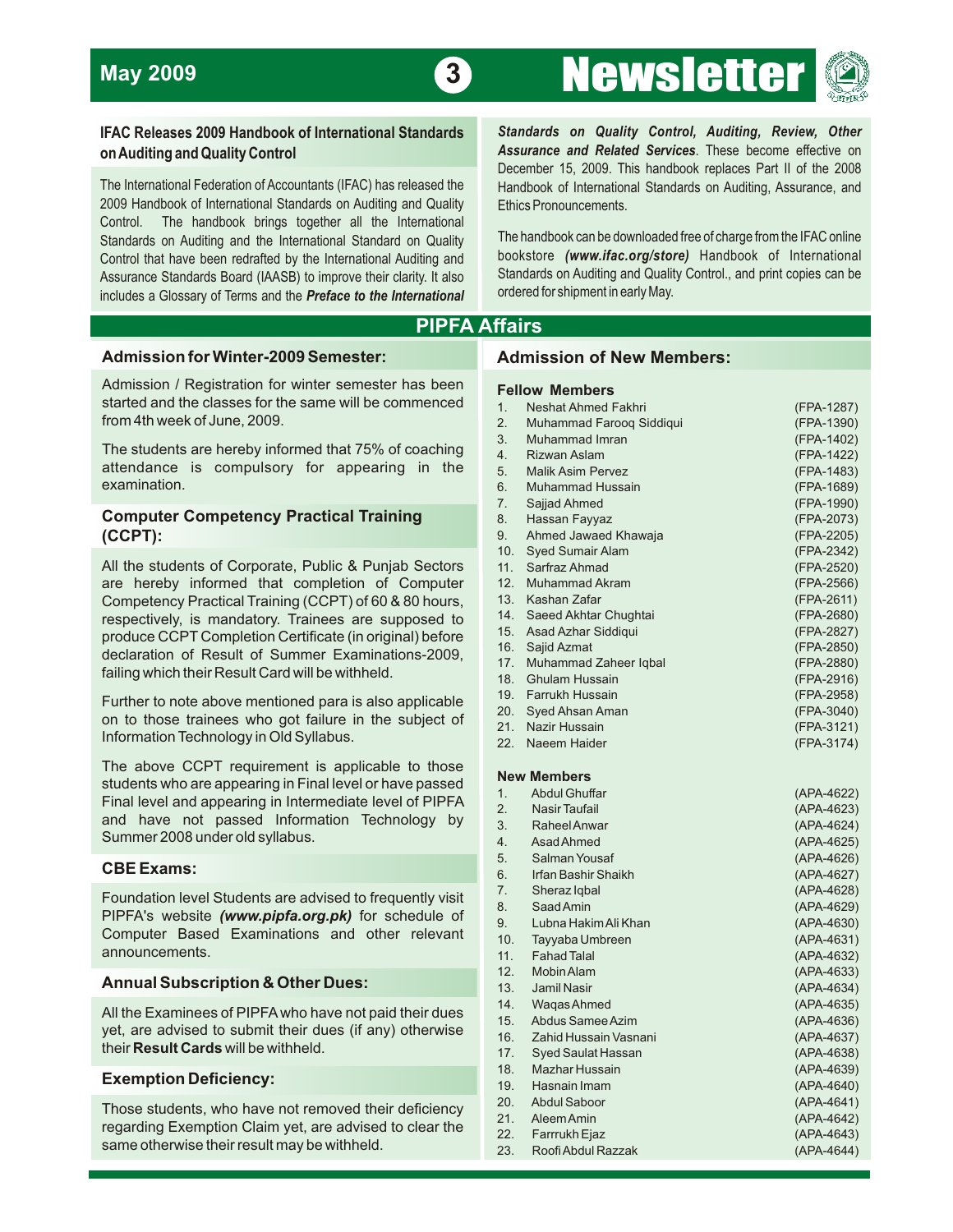## IFAC Releases 2009 Handbook of International Standards on Auditing and Quality Control

The International Federation of Accountants (IFAC) has released the 2009 Handbook of International Standards on Auditing and Quality Control. The handbook brings together all the International Standards on Auditing and the International Standard on Quality Control that have been redrafted by the International Auditing and Assurance Standards Board (IAASB) to improve their clarity. It also includes a Glossary of Terms and the ***Preface to the International Standards on Quality Control, Auditing, Review, Other Assurance and Related Services***. These become effective on December 15, 2009. This handbook replaces Part II of the 2008 Handbook of International Standards on Auditing, Assurance, and Ethics Pronouncements.

The handbook can be downloaded free of charge from the IFAC online bookstore ***(www.ifac.org/store)*** Handbook of International Standards on Auditing and Quality Control., and print copies can be ordered for shipment in early May.

# PIPFA Affairs

## Admission for Winter-2009 Semester:

Admission / Registration for winter semester has been started and the classes for the same will be commenced from 4th week of June, 2009.

The students are hereby informed that 75% of coaching attendance is compulsory for appearing in the examination.

## Computer Competency Practical Training (CCPT):

All the students of Corporate, Public & Punjab Sectors are hereby informed that completion of Computer Competency Practical Training (CCPT) of 60 & 80 hours, respectively, is mandatory. Trainees are supposed to produce CCPT Completion Certificate (in original) before declaration of Result of Summer Examinations-2009, failing which their Result Card will be withheld.

Further to note above mentioned para is also applicable on to those trainees who got failure in the subject of Information Technology in Old Syllabus.

The above CCPT requirement is applicable to those students who are appearing in Final level or have passed Final level and appearing in Intermediate level of PIPFA and have not passed Information Technology by Summer 2008 under old syllabus.

## CBE Exams:

Foundation level Students are advised to frequently visit PIPFA's website ***(www.pipfa.org.pk)*** for schedule of Computer Based Examinations and other relevant announcements.

## Annual Subscription & Other Dues:

All the Examinees of PIPFA who have not paid their dues yet, are advised to submit their dues (if any) otherwise their **Result Cards** will be withheld.

## Exemption Deficiency:

Those students, who have not removed their deficiency regarding Exemption Claim yet, are advised to clear the same otherwise their result may be withheld.

## Admission of New Members:

### Fellow Members

| No. | Name | Membership No. |
|---|---|---|
| 1. | Neshat Ahmed Fakhri | (FPA-1287) |
| 2. | Muhammad Farooq Siddiqui | (FPA-1390) |
| 3. | Muhammad Imran | (FPA-1402) |
| 4. | Rizwan Aslam | (FPA-1422) |
| 5. | Malik Asim Pervez | (FPA-1483) |
| 6. | Muhammad Hussain | (FPA-1689) |
| 7. | Sajjad Ahmed | (FPA-1990) |
| 8. | Hassan Fayyaz | (FPA-2073) |
| 9. | Ahmed Jawaed Khawaja | (FPA-2205) |
| 10. | Syed Sumair Alam | (FPA-2342) |
| 11. | Sarfraz Ahmad | (FPA-2520) |
| 12. | Muhammad Akram | (FPA-2566) |
| 13. | Kashan Zafar | (FPA-2611) |
| 14. | Saeed Akhtar Chughtai | (FPA-2680) |
| 15. | Asad Azhar Siddiqui | (FPA-2827) |
| 16. | Sajid Azmat | (FPA-2850) |
| 17. | Muhammad Zaheer Iqbal | (FPA-2880) |
| 18. | Ghulam Hussain | (FPA-2916) |
| 19. | Farrukh Hussain | (FPA-2958) |
| 20. | Syed Ahsan Aman | (FPA-3040) |
| 21. | Nazir Hussain | (FPA-3121) |
| 22. | Naeem Haider | (FPA-3174) |

### New Members

| No. | Name | Membership No. |
|---|---|---|
| 1. | Abdul Ghuffar | (APA-4622) |
| 2. | Nasir Taufail | (APA-4623) |
| 3. | Raheel Anwar | (APA-4624) |
| 4. | Asad Ahmed | (APA-4625) |
| 5. | Salman Yousaf | (APA-4626) |
| 6. | Irfan Bashir Shaikh | (APA-4627) |
| 7. | Sheraz Iqbal | (APA-4628) |
| 8. | Saad Amin | (APA-4629) |
| 9. | Lubna Hakim Ali Khan | (APA-4630) |
| 10. | Tayyaba Umbreen | (APA-4631) |
| 11. | Fahad Talal | (APA-4632) |
| 12. | Mobin Alam | (APA-4633) |
| 13. | Jamil Nasir | (APA-4634) |
| 14. | Waqas Ahmed | (APA-4635) |
| 15. | Abdus Samee Azim | (APA-4636) |
| 16. | Zahid Hussain Vasnani | (APA-4637) |
| 17. | Syed Saulat Hassan | (APA-4638) |
| 18. | Mazhar Hussain | (APA-4639) |
| 19. | Hasnain Imam | (APA-4640) |
| 20. | Abdul Saboor | (APA-4641) |
| 21. | Aleem Amin | (APA-4642) |
| 22. | Farrrukh Ejaz | (APA-4643) |
| 23. | Roofi Abdul Razzak | (APA-4644) |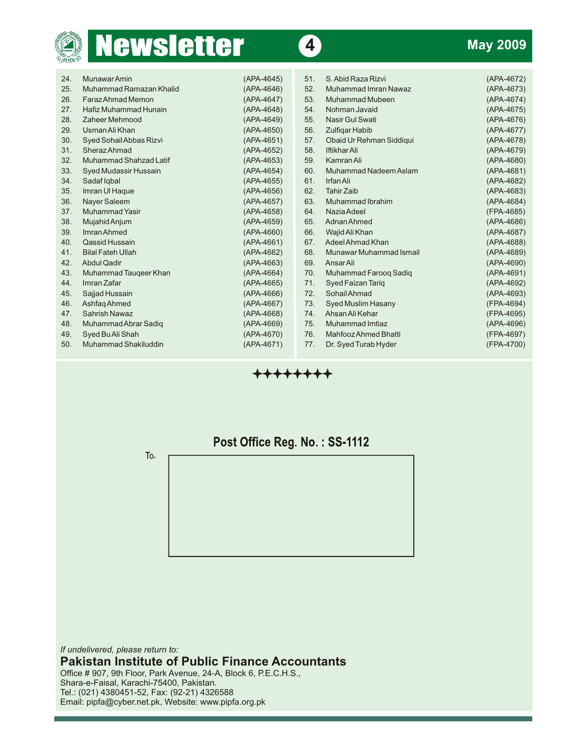| | | |
|---|---|---|
| 24. | Munawar Amin | (APA-4645) |
| 25. | Muhammad Ramazan Khalid | (APA-4646) |
| 26. | Faraz Ahmad Memon | (APA-4647) |
| 27. | Hafiz Muhammad Hunain | (APA-4648) |
| 28. | Zaheer Mehmood | (APA-4649) |
| 29. | Usman Ali Khan | (APA-4650) |
| 30. | Syed Sohail Abbas Rizvi | (APA-4651) |
| 31. | Sheraz Ahmad | (APA-4652) |
| 32. | Muhammad Shahzad Latif | (APA-4653) |
| 33. | Syed Mudassir Hussain | (APA-4654) |
| 34. | Sadaf Iqbal | (APA-4655) |
| 35. | Imran Ul Haque | (APA-4656) |
| 36. | Nayer Saleem | (APA-4657) |
| 37. | Muhammad Yasir | (APA-4658) |
| 38. | Mujahid Anjum | (APA-4659) |
| 39. | Imran Ahmed | (APA-4660) |
| 40. | Qassid Hussain | (APA-4661) |
| 41. | Bilal Fateh Ullah | (APA-4662) |
| 42. | Abdul Qadir | (APA-4663) |
| 43. | Muhammad Tauqeer Khan | (APA-4664) |
| 44. | Imran Zafar | (APA-4665) |
| 45. | Sajjad Hussain | (APA-4666) |
| 46. | Ashfaq Ahmed | (APA-4667) |
| 47. | Sahrish Nawaz | (APA-4668) |
| 48. | Muhammad Abrar Sadiq | (APA-4669) |
| 49. | Syed Bu Ali Shah | (APA-4670) |
| 50. | Muhammad Shakiluddin | (APA-4671) |
| 51. | S. Abid Raza Rizvi | (APA-4672) |
| 52. | Muhammad Imran Nawaz | (APA-4673) |
| 53. | Muhammad Mubeen | (APA-4674) |
| 54. | Nohman Javaid | (APA-4675) |
| 55. | Nasir Gul Swati | (APA-4676) |
| 56. | Zulfiqar Habib | (APA-4677) |
| 57. | Obaid Ur Rehman Siddiqui | (APA-4678) |
| 58. | Iftikhar Ali | (APA-4679) |
| 59. | Kamran Ali | (APA-4680) |
| 60. | Muhammad Nadeem Aslam | (APA-4681) |
| 61. | Irfan Ali | (APA-4682) |
| 62. | Tahir Zaib | (APA-4683) |
| 63. | Muhammad Ibrahim | (APA-4684) |
| 64. | Nazia Adeel | (FPA-4685) |
| 65. | Adnan Ahmed | (APA-4686) |
| 66. | Wajid Ali Khan | (APA-4687) |
| 67. | Adeel Ahmad Khan | (APA-4688) |
| 68. | Munawar Muhammad Ismail | (APA-4689) |
| 69. | Ansar Ali | (APA-4690) |
| 70. | Muhammad Farooq Sadiq | (APA-4691) |
| 71. | Syed Faizan Tariq | (APA-4692) |
| 72. | Sohail Ahmad | (APA-4693) |
| 73. | Syed Muslim Hasany | (FPA-4694) |
| 74. | Ahsan Ali Kehar | (FPA-4695) |
| 75. | Muhammad Imtiaz | (APA-4696) |
| 76. | Mahfooz Ahmed Bhatti | (FPA-4697) |
| 77. | Dr. Syed Turab Hyder | (FPA-4700) |

✦✦✦✦✦✦✦✦

**Post Office Reg. No. : SS-1112**

To,

*If undelivered, please return to:*

**Pakistan Institute of Public Finance Accountants**

Office # 907, 9th Floor, Park Avenue, 24-A, Block 6, P.E.C.H.S.,
Shara-e-Faisal, Karachi-75400, Pakistan.
Tel.: (021) 4380451-52, Fax: (92-21) 4326588
Email: pipfa@cyber.net.pk, Website: www.pipfa.org.pk